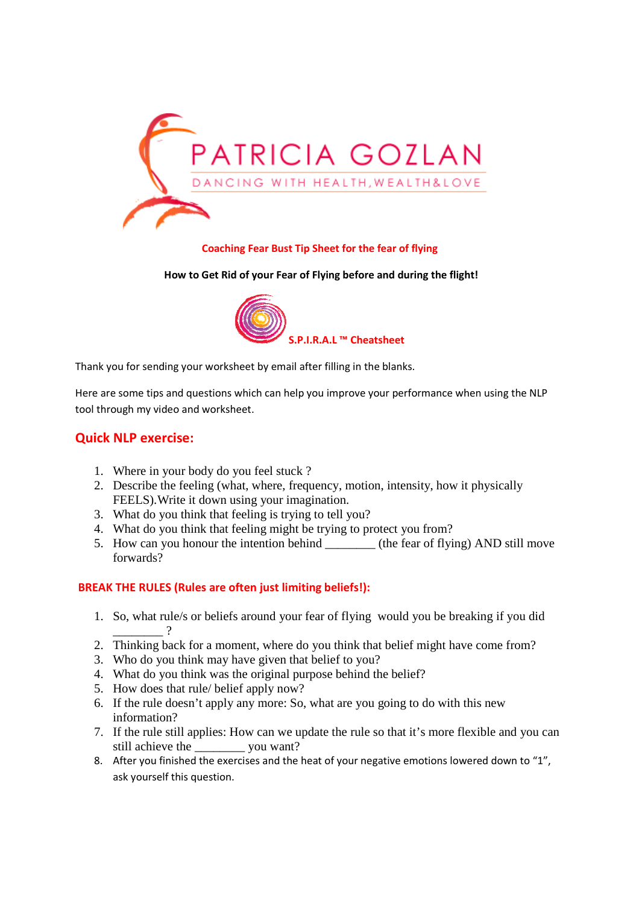PATRICIA GOZLAN

DANCING WITH HEALTH, WEALTH & LOVE

**Coaching Fear Bust Tip Sheet for the fear of flying**

**How to Get Rid of your Fear of Flying before and during the flight!**

**S.P.I.R.A.L ™ Cheatsheet**

Thank you for sending your worksheet by email after filling in the blanks.

Here are some tips and questions which can help you improve your performance when using the NLP tool through my video and worksheet.

## Quick NLP exercise:

1. Where in your body do you feel stuck ?
2. Describe the feeling (what, where, frequency, motion, intensity, how it physically FEELS).Write it down using your imagination.
3. What do you think that feeling is trying to tell you?
4. What do you think that feeling might be trying to protect you from?
5. How can you honour the intention behind ________ (the fear of flying) AND still move forwards?

### BREAK THE RULES (Rules are often just limiting beliefs!):

1. So, what rule/s or beliefs around your fear of flying would you be breaking if you did ________ ?
2. Thinking back for a moment, where do you think that belief might have come from?
3. Who do you think may have given that belief to you?
4. What do you think was the original purpose behind the belief?
5. How does that rule/ belief apply now?
6. If the rule doesn't apply any more: So, what are you going to do with this new information?
7. If the rule still applies: How can we update the rule so that it's more flexible and you can still achieve the ________ you want?
8. After you finished the exercises and the heat of your negative emotions lowered down to "1", ask yourself this question.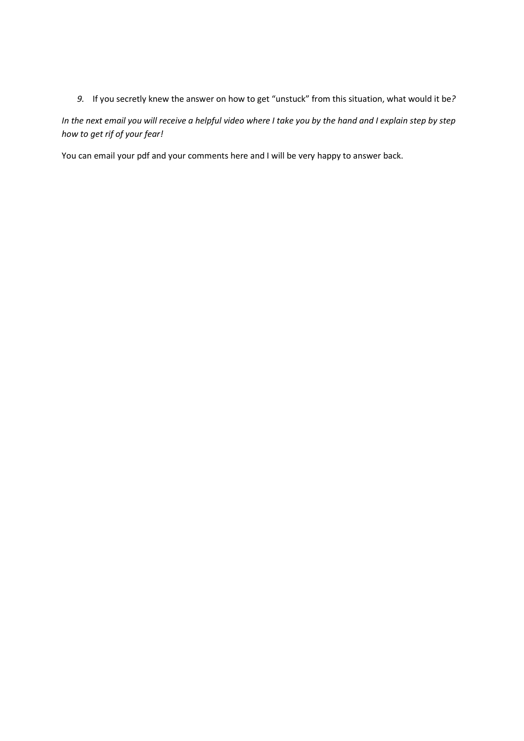9. If you secretly knew the answer on how to get "unstuck" from this situation, what would it be?

*In the next email you will receive a helpful video where I take you by the hand and I explain step by step how to get rif of your fear!*

You can email your pdf and your comments here and I will be very happy to answer back.